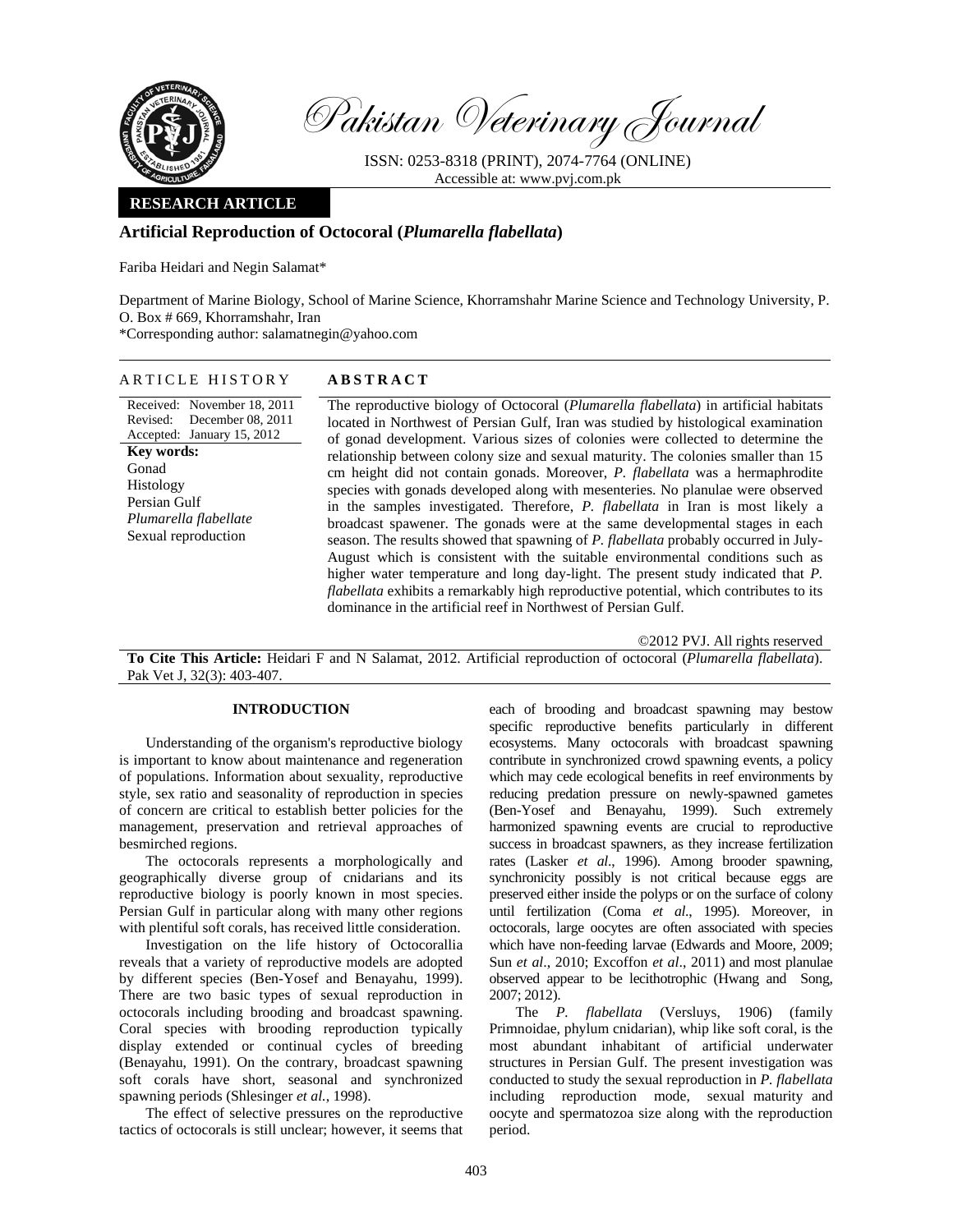Pakistan Veterinary Journal

ISSN: 0253-8318 (PRINT), 2074-7764 (ONLINE)
Accessible at: www.pvj.com.pk

**RESEARCH ARTICLE**

# Artificial Reproduction of Octocoral (*Plumarella flabellata*)

Fariba Heidari and Negin Salamat*

Department of Marine Biology, School of Marine Science, Khorramshahr Marine Science and Technology University, P. O. Box # 669, Khorramshahr, Iran
*Corresponding author: salamatnegin@yahoo.com

**ARTICLE HISTORY**

Received: November 18, 2011
Revised: December 08, 2011
Accepted: January 15, 2012

**Key words:**
Gonad
Histology
Persian Gulf
*Plumarella flabellate*
Sexual reproduction

**ABSTRACT**

The reproductive biology of Octocoral (*Plumarella flabellata*) in artificial habitats located in Northwest of Persian Gulf, Iran was studied by histological examination of gonad development. Various sizes of colonies were collected to determine the relationship between colony size and sexual maturity. The colonies smaller than 15 cm height did not contain gonads. Moreover, *P. flabellata* was a hermaphrodite species with gonads developed along with mesenteries. No planulae were observed in the samples investigated. Therefore, *P. flabellata* in Iran is most likely a broadcast spawener. The gonads were at the same developmental stages in each season. The results showed that spawning of *P. flabellata* probably occurred in July-August which is consistent with the suitable environmental conditions such as higher water temperature and long day-light. The present study indicated that *P. flabellata* exhibits a remarkably high reproductive potential, which contributes to its dominance in the artificial reef in Northwest of Persian Gulf.

©2012 PVJ. All rights reserved

**To Cite This Article:** Heidari F and N Salamat, 2012. Artificial reproduction of octocoral (*Plumarella flabellata*). Pak Vet J, 32(3): 403-407.

## INTRODUCTION

Understanding of the organism's reproductive biology is important to know about maintenance and regeneration of populations. Information about sexuality, reproductive style, sex ratio and seasonality of reproduction in species of concern are critical to establish better policies for the management, preservation and retrieval approaches of besmirched regions.

The octocorals represents a morphologically and geographically diverse group of cnidarians and its reproductive biology is poorly known in most species. Persian Gulf in particular along with many other regions with plentiful soft corals, has received little consideration.

Investigation on the life history of Octocorallia reveals that a variety of reproductive models are adopted by different species (Ben-Yosef and Benayahu, 1999). There are two basic types of sexual reproduction in octocorals including brooding and broadcast spawning. Coral species with brooding reproduction typically display extended or continual cycles of breeding (Benayahu, 1991). On the contrary, broadcast spawning soft corals have short, seasonal and synchronized spawning periods (Shlesinger *et al.,* 1998).

The effect of selective pressures on the reproductive tactics of octocorals is still unclear; however, it seems that each of brooding and broadcast spawning may bestow specific reproductive benefits particularly in different ecosystems. Many octocorals with broadcast spawning contribute in synchronized crowd spawning events, a policy which may cede ecological benefits in reef environments by reducing predation pressure on newly-spawned gametes (Ben-Yosef and Benayahu, 1999). Such extremely harmonized spawning events are crucial to reproductive success in broadcast spawners, as they increase fertilization rates (Lasker *et al*., 1996). Among brooder spawning, synchronicity possibly is not critical because eggs are preserved either inside the polyps or on the surface of colony until fertilization (Coma *et al*., 1995). Moreover, in octocorals, large oocytes are often associated with species which have non-feeding larvae (Edwards and Moore, 2009; Sun *et al*., 2010; Excoffon *et al*., 2011) and most planulae observed appear to be lecithotrophic (Hwang and Song, 2007; 2012).

The *P. flabellata* (Versluys, 1906) (family Primnoidae, phylum cnidarian), whip like soft coral, is the most abundant inhabitant of artificial underwater structures in Persian Gulf. The present investigation was conducted to study the sexual reproduction in *P. flabellata* including reproduction mode, sexual maturity and oocyte and spermatozoa size along with the reproduction period.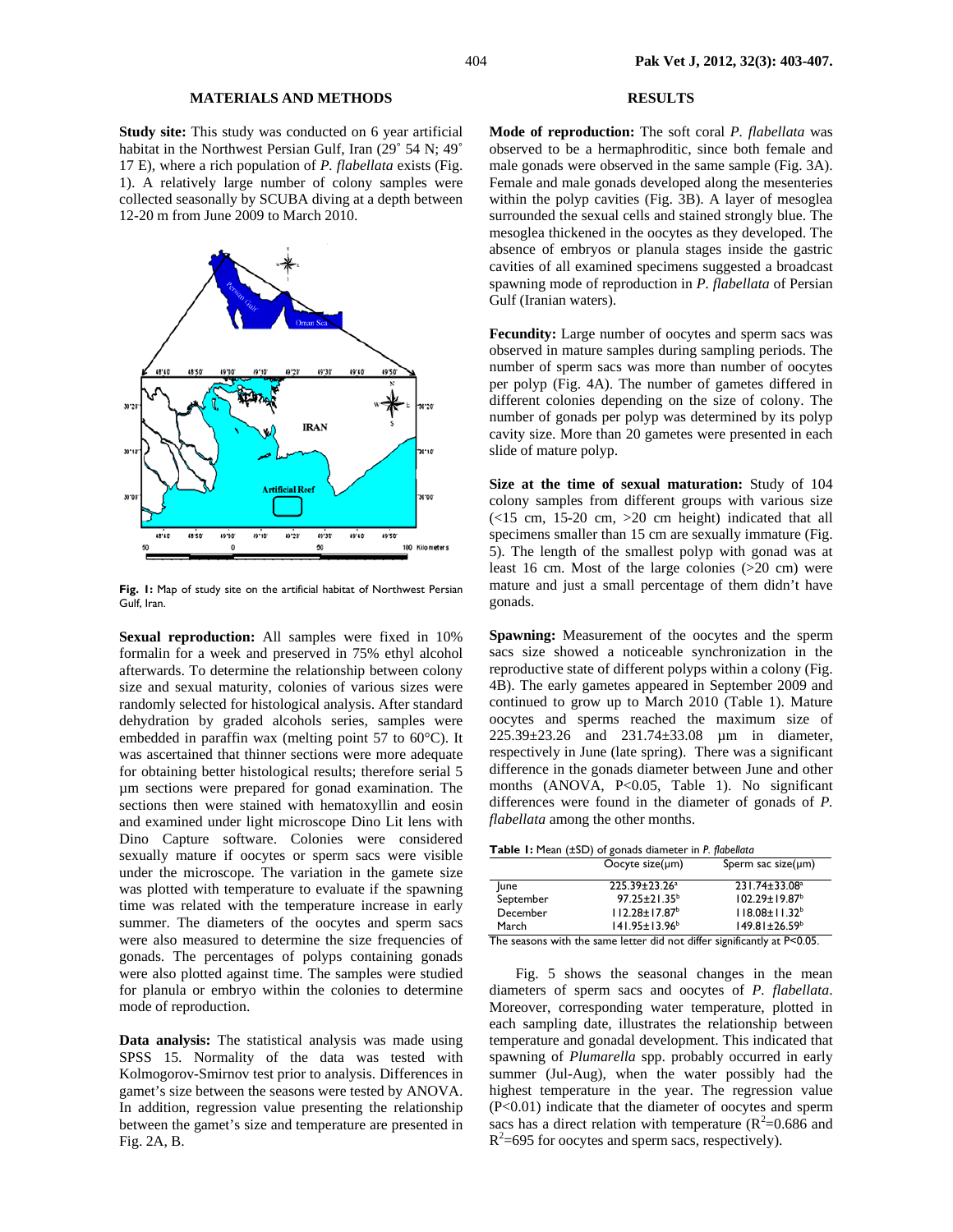## MATERIALS AND METHODS

**Study site:** This study was conducted on 6 year artificial habitat in the Northwest Persian Gulf, Iran (29˚ 54 N; 49˚ 17 E), where a rich population of *P. flabellata* exists (Fig. 1). A relatively large number of colony samples were collected seasonally by SCUBA diving at a depth between 12-20 m from June 2009 to March 2010.

**Fig. 1:** Map of study site on the artificial habitat of Northwest Persian Gulf, Iran.

**Sexual reproduction:** All samples were fixed in 10% formalin for a week and preserved in 75% ethyl alcohol afterwards. To determine the relationship between colony size and sexual maturity, colonies of various sizes were randomly selected for histological analysis. After standard dehydration by graded alcohols series, samples were embedded in paraffin wax (melting point 57 to 60°C). It was ascertained that thinner sections were more adequate for obtaining better histological results; therefore serial 5 µm sections were prepared for gonad examination. The sections then were stained with hematoxyllin and eosin and examined under light microscope Dino Lit lens with Dino Capture software. Colonies were considered sexually mature if oocytes or sperm sacs were visible under the microscope. The variation in the gamete size was plotted with temperature to evaluate if the spawning time was related with the temperature increase in early summer. The diameters of the oocytes and sperm sacs were also measured to determine the size frequencies of gonads. The percentages of polyps containing gonads were also plotted against time. The samples were studied for planula or embryo within the colonies to determine mode of reproduction.

**Data analysis:** The statistical analysis was made using SPSS 15. Normality of the data was tested with Kolmogorov-Smirnov test prior to analysis. Differences in gamet's size between the seasons were tested by ANOVA. In addition, regression value presenting the relationship between the gamet's size and temperature are presented in Fig. 2A, B.

## RESULTS

**Mode of reproduction:** The soft coral *P. flabellata* was observed to be a hermaphroditic, since both female and male gonads were observed in the same sample (Fig. 3A). Female and male gonads developed along the mesenteries within the polyp cavities (Fig. 3B). A layer of mesoglea surrounded the sexual cells and stained strongly blue. The mesoglea thickened in the oocytes as they developed. The absence of embryos or planula stages inside the gastric cavities of all examined specimens suggested a broadcast spawning mode of reproduction in *P. flabellata* of Persian Gulf (Iranian waters).

**Fecundity:** Large number of oocytes and sperm sacs was observed in mature samples during sampling periods. The number of sperm sacs was more than number of oocytes per polyp (Fig. 4A). The number of gametes differed in different colonies depending on the size of colony. The number of gonads per polyp was determined by its polyp cavity size. More than 20 gametes were presented in each slide of mature polyp.

**Size at the time of sexual maturation:** Study of 104 colony samples from different groups with various size (<15 cm, 15-20 cm, >20 cm height) indicated that all specimens smaller than 15 cm are sexually immature (Fig. 5). The length of the smallest polyp with gonad was at least 16 cm. Most of the large colonies (>20 cm) were mature and just a small percentage of them didn't have gonads.

**Spawning:** Measurement of the oocytes and the sperm sacs size showed a noticeable synchronization in the reproductive state of different polyps within a colony (Fig. 4B). The early gametes appeared in September 2009 and continued to grow up to March 2010 (Table 1). Mature oocytes and sperms reached the maximum size of 225.39±23.26 and 231.74±33.08 µm in diameter, respectively in June (late spring). There was a significant difference in the gonads diameter between June and other months (ANOVA, $P<0.05$, Table 1). No significant differences were found in the diameter of gonads of *P. flabellata* among the other months.

**Table 1:** Mean (±SD) of gonads diameter in *P. flabellata*

| | Oocyte size(µm) | Sperm sac size(µm) |
|---|---|---|
| June | 225.39±23.26[a] | 231.74±33.08[a] |
| September | 97.25±21.35[b] | 102.29±19.87[b] |
| December | 112.28±17.87[b] | 118.08±11.32[b] |
| March | 141.95±13.96[b] | 149.81±26.59[b] |

The seasons with the same letter did not differ significantly at P<0.05.

Fig. 5 shows the seasonal changes in the mean diameters of sperm sacs and oocytes of *P. flabellata*. Moreover, corresponding water temperature, plotted in each sampling date, illustrates the relationship between temperature and gonadal development. This indicated that spawning of *Plumarella* spp. probably occurred in early summer (Jul-Aug), when the water possibly had the highest temperature in the year. The regression value ($P<0.01$) indicate that the diameter of oocytes and sperm sacs has a direct relation with temperature ($R^2$=0.686 and $R^2$=695 for oocytes and sperm sacs, respectively).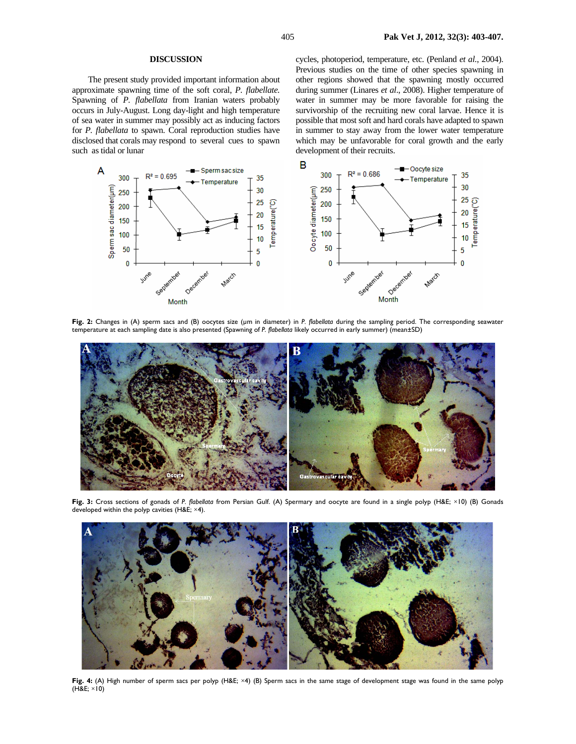## DISCUSSION

The present study provided important information about approximate spawning time of the soft coral, *P. flabellate.* Spawning of *P. flabellata* from Iranian waters probably occurs in July-August. Long day-light and high temperature of sea water in summer may possibly act as inducing factors for *P. flabellata* to spawn. Coral reproduction studies have disclosed that corals may respond to several cues to spawn such as tidal or lunar cycles, photoperiod, temperature, etc. (Penland *et al.*, 2004). Previous studies on the time of other species spawning in other regions showed that the spawning mostly occurred during summer (Linares *et al*., 2008). Higher temperature of water in summer may be more favorable for raising the survivorship of the recruiting new coral larvae. Hence it is possible that most soft and hard corals have adapted to spawn in summer to stay away from the lower water temperature which may be unfavorable for coral growth and the early development of their recruits.

**Fig. 2:** Changes in (A) sperm sacs and (B) oocytes size (µm in diameter) in *P. flabellata* during the sampling period. The corresponding seawater temperature at each sampling date is also presented (Spawning of *P. flabellata* likely occurred in early summer) (mean±SD)

**Fig. 3:** Cross sections of gonads of *P. flabellata* from Persian Gulf. (A) Spermary and oocyte are found in a single polyp (H&E; ×10) (B) Gonads developed within the polyp cavities (H&E; ×4).

**Fig. 4:** (A) High number of sperm sacs per polyp (H&E; ×4) (B) Sperm sacs in the same stage of development stage was found in the same polyp (H&E; ×10)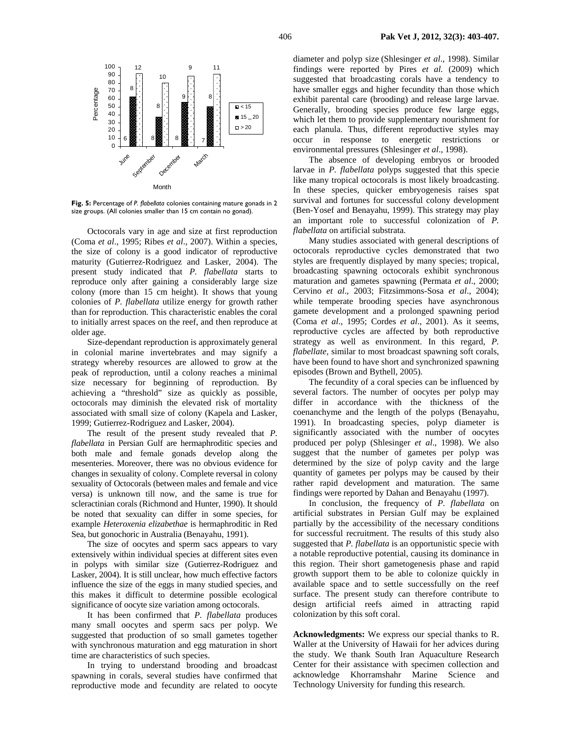**Fig. 5:** Percentage of *P. flabellata* colonies containing mature gonads in 2 size groups. (All colonies smaller than 15 cm contain no gonad).

Octocorals vary in age and size at first reproduction (Coma *et al*., 1995; Ribes *et al*., 2007). Within a species, the size of colony is a good indicator of reproductive maturity (Gutierrez-Rodriguez and Lasker, 2004). The present study indicated that *P. flabellata* starts to reproduce only after gaining a considerably large size colony (more than 15 cm height). It shows that young colonies of *P. flabellata* utilize energy for growth rather than for reproduction. This characteristic enables the coral to initially arrest spaces on the reef, and then reproduce at older age.

Size-dependant reproduction is approximately general in colonial marine invertebrates and may signify a strategy whereby resources are allowed to grow at the peak of reproduction, until a colony reaches a minimal size necessary for beginning of reproduction. By achieving a "threshold" size as quickly as possible, octocorals may diminish the elevated risk of mortality associated with small size of colony (Kapela and Lasker, 1999; Gutierrez-Rodriguez and Lasker, 2004).

The result of the present study revealed that *P. flabellata* in Persian Gulf are hermaphroditic species and both male and female gonads develop along the mesenteries. Moreover, there was no obvious evidence for changes in sexuality of colony. Complete reversal in colony sexuality of Octocorals (between males and female and vice versa) is unknown till now, and the same is true for scleractinian corals (Richmond and Hunter, 1990). It should be noted that sexuality can differ in some species, for example *Heteroxenia elizabethae* is hermaphroditic in Red Sea, but gonochoric in Australia (Benayahu, 1991).

The size of oocytes and sperm sacs appears to vary extensively within individual species at different sites even in polyps with similar size (Gutierrez-Rodriguez and Lasker, 2004). It is still unclear, how much effective factors influence the size of the eggs in many studied species, and this makes it difficult to determine possible ecological significance of oocyte size variation among octocorals.

It has been confirmed that *P. flabellata* produces many small oocytes and sperm sacs per polyp. We suggested that production of so small gametes together with synchronous maturation and egg maturation in short time are characteristics of such species.

In trying to understand brooding and broadcast spawning in corals, several studies have confirmed that reproductive mode and fecundity are related to oocyte diameter and polyp size (Shlesinger *et al*., 1998). Similar findings were reported by Pires *et al.* (2009) which suggested that broadcasting corals have a tendency to have smaller eggs and higher fecundity than those which exhibit parental care (brooding) and release large larvae. Generally, brooding species produce few large eggs, which let them to provide supplementary nourishment for each planula. Thus, different reproductive styles may occur in response to energetic restrictions or environmental pressures (Shlesinger *et al*., 1998).

The absence of developing embryos or brooded larvae in *P. flabellata* polyps suggested that this specie like many tropical octocorals is most likely broadcasting. In these species, quicker embryogenesis raises spat survival and fortunes for successful colony development (Ben-Yosef and Benayahu, 1999). This strategy may play an important role to successful colonization of *P. flabellata* on artificial substrata.

Many studies associated with general descriptions of octocorals reproductive cycles demonstrated that two styles are frequently displayed by many species; tropical, broadcasting spawning octocorals exhibit synchronous maturation and gametes spawning (Permata *et al*., 2000; Cervino *et al*., 2003; Fitzsimmons-Sosa *et al*., 2004); while temperate brooding species have asynchronous gamete development and a prolonged spawning period (Coma *et al*., 1995; Cordes *et al*., 2001). As it seems, reproductive cycles are affected by both reproductive strategy as well as environment. In this regard, *P. flabellate*, similar to most broadcast spawning soft corals, have been found to have short and synchronized spawning episodes (Brown and Bythell, 2005).

The fecundity of a coral species can be influenced by several factors. The number of oocytes per polyp may differ in accordance with the thickness of the coenanchyme and the length of the polyps (Benayahu, 1991). In broadcasting species, polyp diameter is significantly associated with the number of oocytes produced per polyp (Shlesinger *et al*., 1998). We also suggest that the number of gametes per polyp was determined by the size of polyp cavity and the large quantity of gametes per polyps may be caused by their rather rapid development and maturation. The same findings were reported by Dahan and Benayahu (1997).

In conclusion, the frequency of *P. flabellata* on artificial substrates in Persian Gulf may be explained partially by the accessibility of the necessary conditions for successful recruitment. The results of this study also suggested that *P. flabellata* is an opportunistic specie with a notable reproductive potential, causing its dominance in this region. Their short gametogenesis phase and rapid growth support them to be able to colonize quickly in available space and to settle successfully on the reef surface. The present study can therefore contribute to design artificial reefs aimed in attracting rapid colonization by this soft coral.

**Acknowledgments:** We express our special thanks to R. Waller at the University of Hawaii for her advices during the study. We thank South Iran Aquaculture Research Center for their assistance with specimen collection and acknowledge Khorramshahr Marine Science and Technology University for funding this research.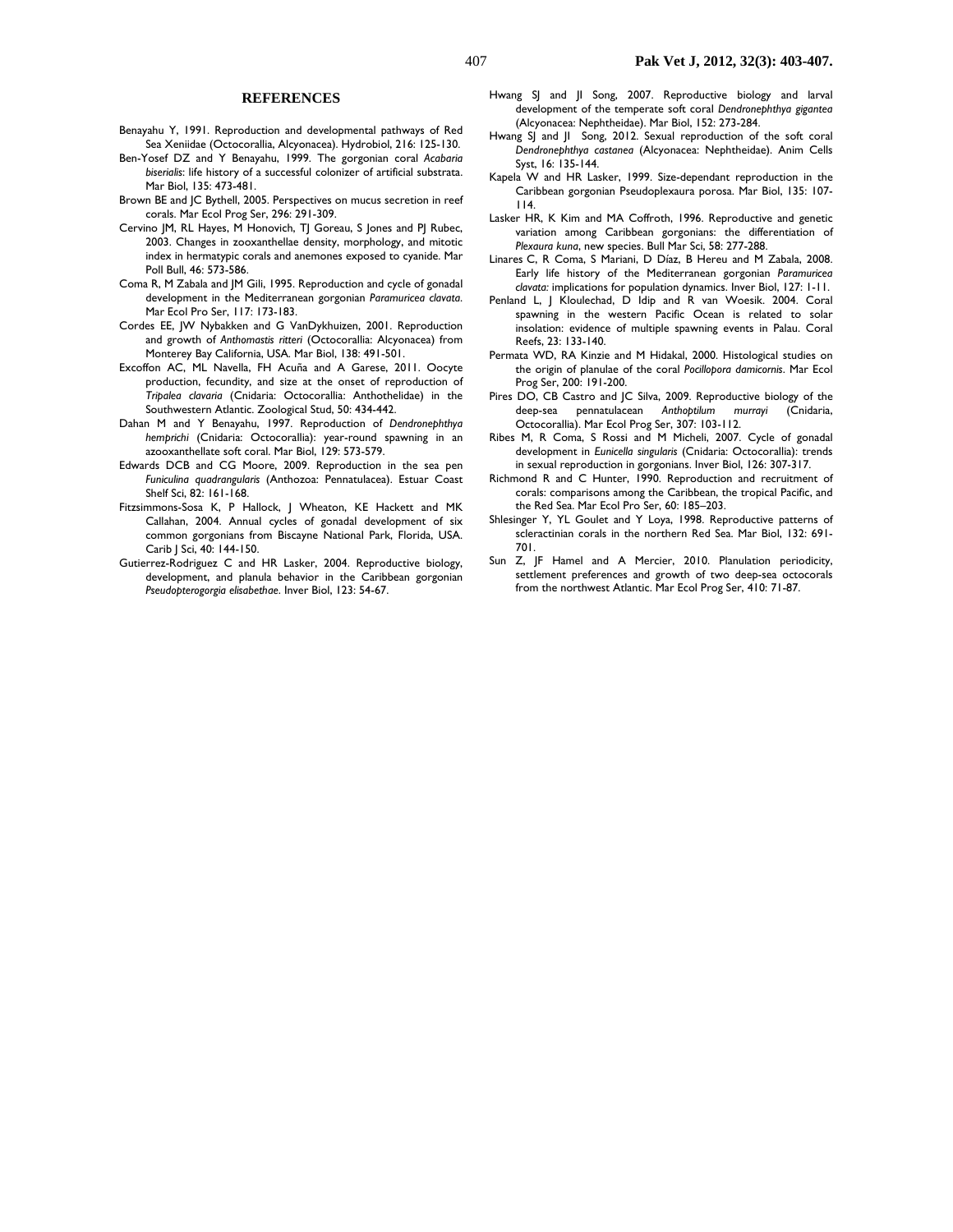## REFERENCES

Benayahu Y, 1991. Reproduction and developmental pathways of Red Sea Xeniidae (Octocorallia, Alcyonacea). Hydrobiol, 216: 125-130.

Ben-Yosef DZ and Y Benayahu, 1999. The gorgonian coral *Acabaria biserialis*: life history of a successful colonizer of artificial substrata. Mar Biol, 135: 473-481.

Brown BE and JC Bythell, 2005. Perspectives on mucus secretion in reef corals. Mar Ecol Prog Ser, 296: 291-309.

Cervino JM, RL Hayes, M Honovich, TJ Goreau, S Jones and PJ Rubec, 2003. Changes in zooxanthellae density, morphology, and mitotic index in hermatypic corals and anemones exposed to cyanide. Mar Poll Bull, 46: 573-586.

Coma R, M Zabala and JM Gili, 1995. Reproduction and cycle of gonadal development in the Mediterranean gorgonian *Paramuricea clavata*. Mar Ecol Pro Ser, 117: 173-183.

Cordes EE, JW Nybakken and G VanDykhuizen, 2001. Reproduction and growth of *Anthomastis ritteri* (Octocorallia: Alcyonacea) from Monterey Bay California, USA. Mar Biol, 138: 491-501.

Excoffon AC, ML Navella, FH Acuña and A Garese, 2011. Oocyte production, fecundity, and size at the onset of reproduction of *Tripalea clavaria* (Cnidaria: Octocorallia: Anthothelidae) in the Southwestern Atlantic. Zoological Stud, 50: 434-442.

Dahan M and Y Benayahu, 1997. Reproduction of *Dendronephthya hemprichi* (Cnidaria: Octocorallia): year-round spawning in an azooxanthellate soft coral. Mar Biol, 129: 573-579.

Edwards DCB and CG Moore, 2009. Reproduction in the sea pen *Funiculina quadrangularis* (Anthozoa: Pennatulacea). Estuar Coast Shelf Sci, 82: 161-168.

Fitzsimmons-Sosa K, P Hallock, J Wheaton, KE Hackett and MK Callahan, 2004. Annual cycles of gonadal development of six common gorgonians from Biscayne National Park, Florida, USA. Carib J Sci, 40: 144-150.

Gutierrez-Rodriguez C and HR Lasker, 2004. Reproductive biology, development, and planula behavior in the Caribbean gorgonian *Pseudopterogorgia elisabethae*. Inver Biol, 123: 54-67.

Hwang SJ and JI Song, 2007. Reproductive biology and larval development of the temperate soft coral *Dendronephthya gigantea* (Alcyonacea: Nephtheidae). Mar Biol, 152: 273-284.

Hwang SJ and JI Song, 2012. Sexual reproduction of the soft coral *Dendronephthya castanea* (Alcyonacea: Nephtheidae). Anim Cells Syst, 16: 135-144.

Kapela W and HR Lasker, 1999. Size-dependant reproduction in the Caribbean gorgonian Pseudoplexaura porosa. Mar Biol, 135: 107-114.

Lasker HR, K Kim and MA Coffroth, 1996. Reproductive and genetic variation among Caribbean gorgonians: the differentiation of *Plexaura kuna*, new species. Bull Mar Sci, 58: 277-288.

Linares C, R Coma, S Mariani, D Díaz, B Hereu and M Zabala, 2008. Early life history of the Mediterranean gorgonian *Paramuricea clavata:* implications for population dynamics. Inver Biol, 127: 1-11.

Penland L, J Kloulechad, D Idip and R van Woesik. 2004. Coral spawning in the western Pacific Ocean is related to solar insolation: evidence of multiple spawning events in Palau. Coral Reefs, 23: 133-140.

Permata WD, RA Kinzie and M Hidakal, 2000. Histological studies on the origin of planulae of the coral *Pocillopora damicornis*. Mar Ecol Prog Ser, 200: 191-200.

Pires DO, CB Castro and JC Silva, 2009. Reproductive biology of the deep-sea pennatulacean *Anthoptilum murrayi* (Cnidaria, Octocorallia). Mar Ecol Prog Ser, 307: 103-112.

Ribes M, R Coma, S Rossi and M Micheli, 2007. Cycle of gonadal development in *Eunicella singularis* (Cnidaria: Octocorallia): trends in sexual reproduction in gorgonians. Inver Biol, 126: 307-317.

Richmond R and C Hunter, 1990. Reproduction and recruitment of corals: comparisons among the Caribbean, the tropical Pacific, and the Red Sea. Mar Ecol Pro Ser, 60: 185–203.

Shlesinger Y, YL Goulet and Y Loya, 1998. Reproductive patterns of scleractinian corals in the northern Red Sea. Mar Biol, 132: 691-701.

Sun Z, JF Hamel and A Mercier, 2010. Planulation periodicity, settlement preferences and growth of two deep-sea octocorals from the northwest Atlantic. Mar Ecol Prog Ser, 410: 71-87.